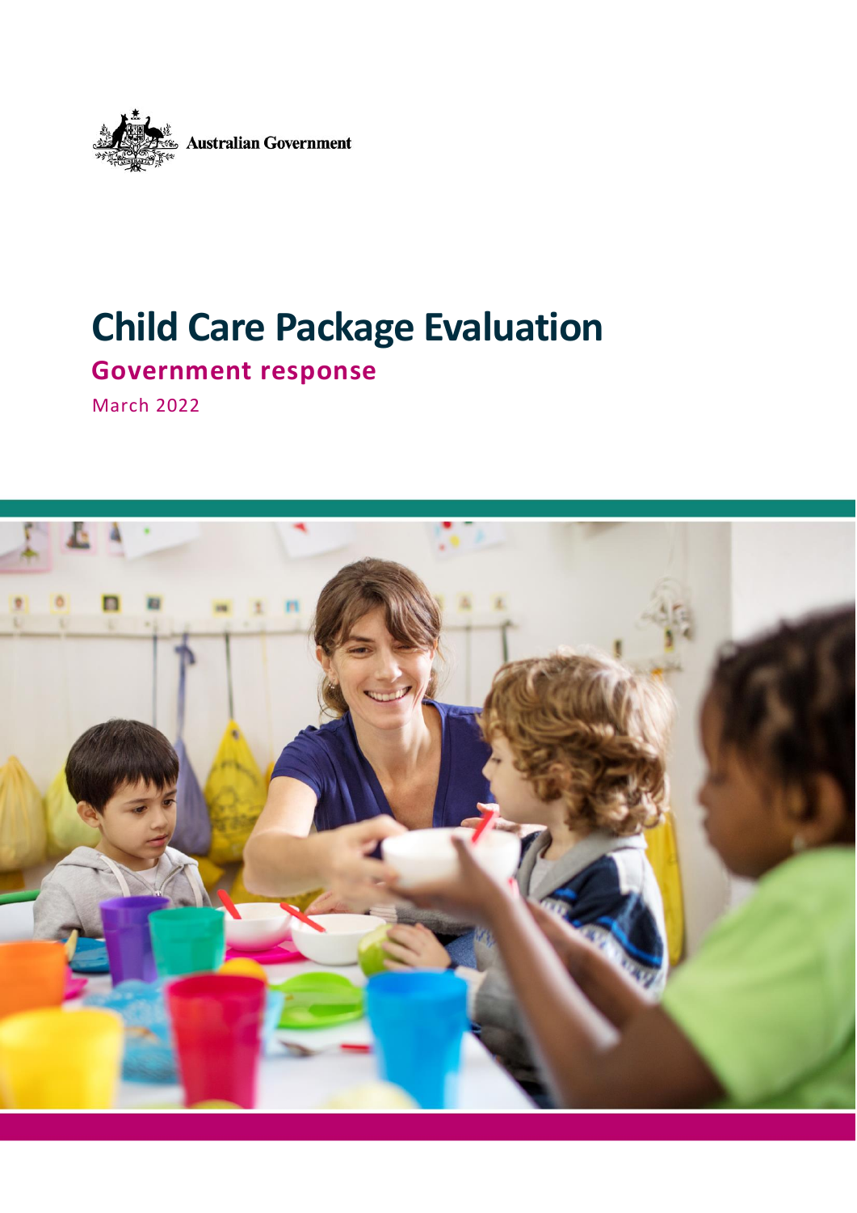Australian Government

# Child Care Package Evaluation

## Government response

March 2022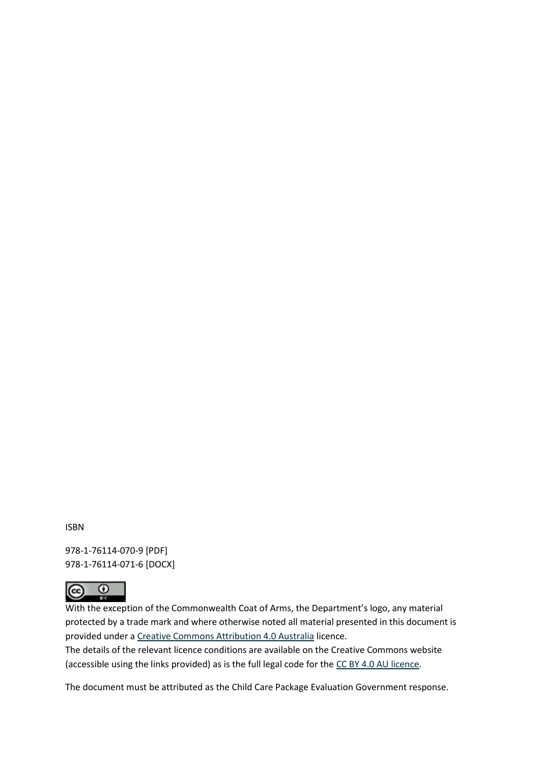ISBN

978-1-76114-070-9 [PDF]
978-1-76114-071-6 [DOCX]

With the exception of the Commonwealth Coat of Arms, the Department's logo, any material protected by a trade mark and where otherwise noted all material presented in this document is provided under a Creative Commons Attribution 4.0 Australia licence.
The details of the relevant licence conditions are available on the Creative Commons website (accessible using the links provided) as is the full legal code for the CC BY 4.0 AU licence.

The document must be attributed as the Child Care Package Evaluation Government response.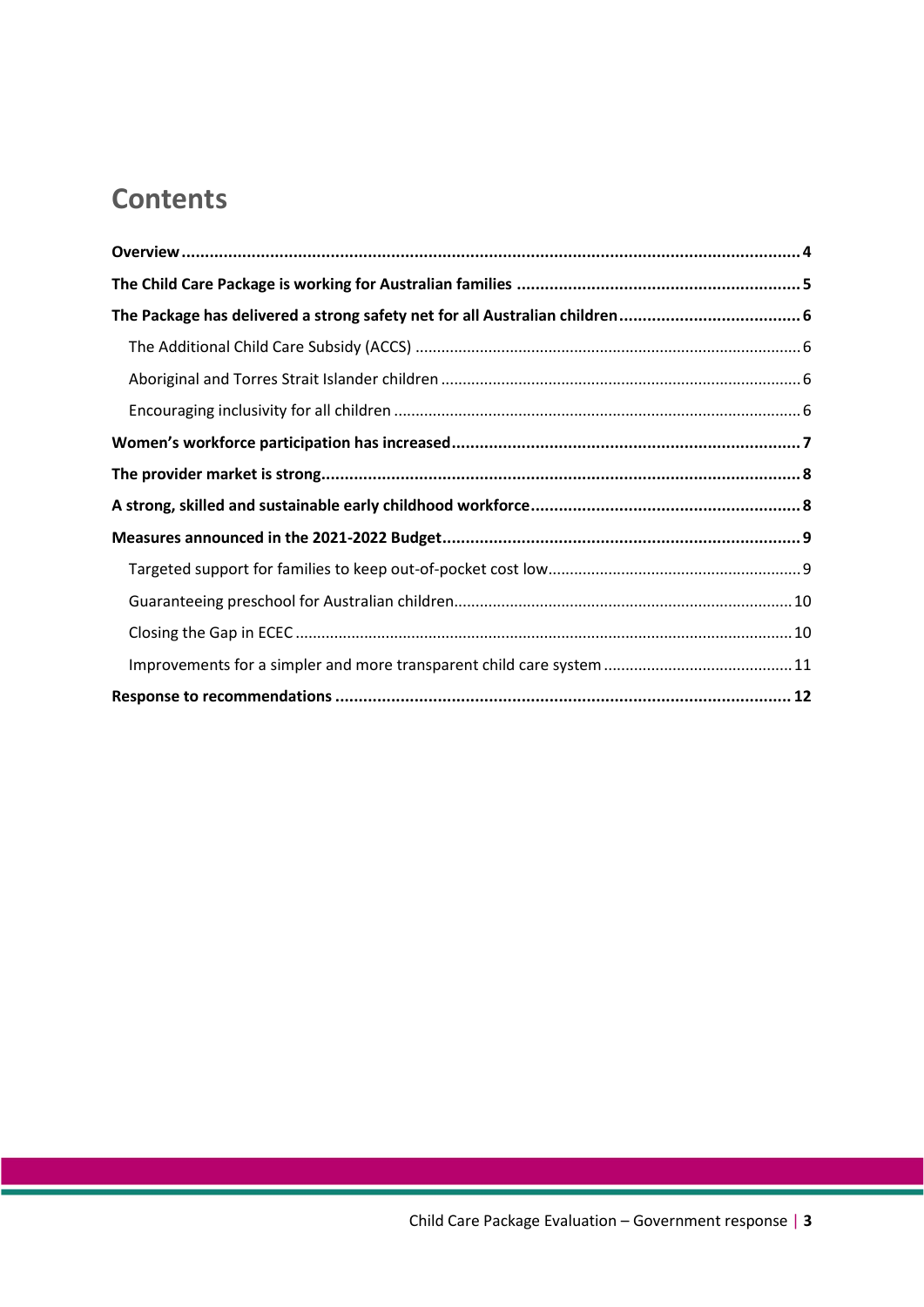# Contents

**Overview** ...... **4**

**The Child Care Package is working for Australian families** ...... **5**

**The Package has delivered a strong safety net for all Australian children** ...... **6**

- The Additional Child Care Subsidy (ACCS) ...... 6
- Aboriginal and Torres Strait Islander children ...... 6
- Encouraging inclusivity for all children ...... 6

**Women's workforce participation has increased** ...... **7**

**The provider market is strong** ...... **8**

**A strong, skilled and sustainable early childhood workforce** ...... **8**

**Measures announced in the 2021-2022 Budget** ...... **9**

- Targeted support for families to keep out-of-pocket cost low ...... 9
- Guaranteeing preschool for Australian children ...... 10
- Closing the Gap in ECEC ...... 10
- Improvements for a simpler and more transparent child care system ...... 11

**Response to recommendations** ...... **12**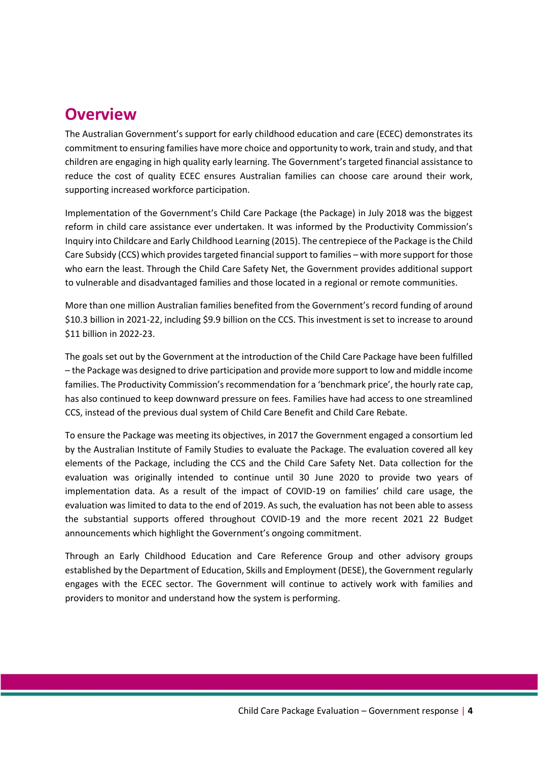# Overview

The Australian Government's support for early childhood education and care (ECEC) demonstrates its commitment to ensuring families have more choice and opportunity to work, train and study, and that children are engaging in high quality early learning. The Government's targeted financial assistance to reduce the cost of quality ECEC ensures Australian families can choose care around their work, supporting increased workforce participation.

Implementation of the Government's Child Care Package (the Package) in July 2018 was the biggest reform in child care assistance ever undertaken. It was informed by the Productivity Commission's Inquiry into Childcare and Early Childhood Learning (2015). The centrepiece of the Package is the Child Care Subsidy (CCS) which provides targeted financial support to families – with more support for those who earn the least. Through the Child Care Safety Net, the Government provides additional support to vulnerable and disadvantaged families and those located in a regional or remote communities.

More than one million Australian families benefited from the Government's record funding of around $10.3 billion in 2021-22, including $9.9 billion on the CCS. This investment is set to increase to around $11 billion in 2022-23.

The goals set out by the Government at the introduction of the Child Care Package have been fulfilled – the Package was designed to drive participation and provide more support to low and middle income families. The Productivity Commission's recommendation for a 'benchmark price', the hourly rate cap, has also continued to keep downward pressure on fees. Families have had access to one streamlined CCS, instead of the previous dual system of Child Care Benefit and Child Care Rebate.

To ensure the Package was meeting its objectives, in 2017 the Government engaged a consortium led by the Australian Institute of Family Studies to evaluate the Package. The evaluation covered all key elements of the Package, including the CCS and the Child Care Safety Net. Data collection for the evaluation was originally intended to continue until 30 June 2020 to provide two years of implementation data. As a result of the impact of COVID-19 on families' child care usage, the evaluation was limited to data to the end of 2019. As such, the evaluation has not been able to assess the substantial supports offered throughout COVID-19 and the more recent 2021 22 Budget announcements which highlight the Government's ongoing commitment.

Through an Early Childhood Education and Care Reference Group and other advisory groups established by the Department of Education, Skills and Employment (DESE), the Government regularly engages with the ECEC sector. The Government will continue to actively work with families and providers to monitor and understand how the system is performing.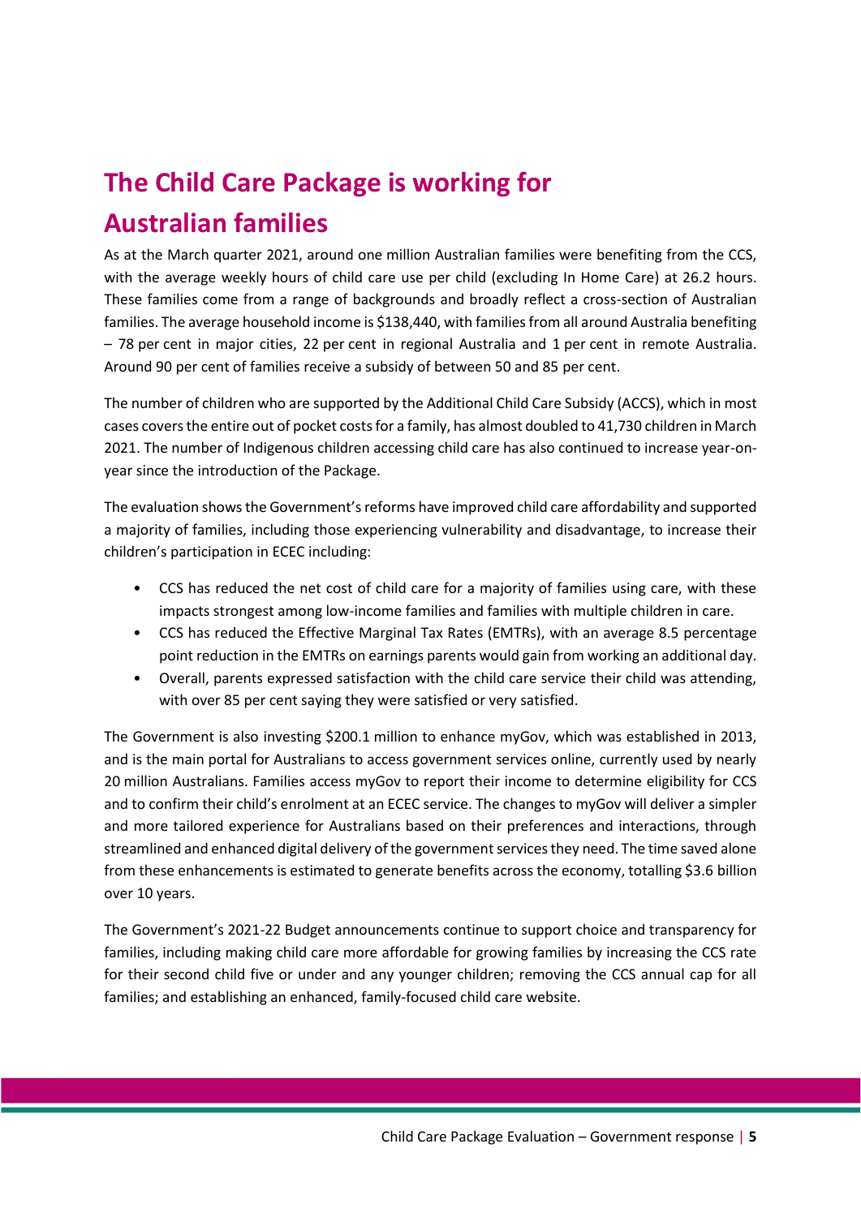# The Child Care Package is working for Australian families

As at the March quarter 2021, around one million Australian families were benefiting from the CCS, with the average weekly hours of child care use per child (excluding In Home Care) at 26.2 hours. These families come from a range of backgrounds and broadly reflect a cross-section of Australian families. The average household income is $138,440, with families from all around Australia benefiting – 78 per cent in major cities, 22 per cent in regional Australia and 1 per cent in remote Australia. Around 90 per cent of families receive a subsidy of between 50 and 85 per cent.

The number of children who are supported by the Additional Child Care Subsidy (ACCS), which in most cases covers the entire out of pocket costs for a family, has almost doubled to 41,730 children in March 2021. The number of Indigenous children accessing child care has also continued to increase year-on-year since the introduction of the Package.

The evaluation shows the Government's reforms have improved child care affordability and supported a majority of families, including those experiencing vulnerability and disadvantage, to increase their children's participation in ECEC including:

- CCS has reduced the net cost of child care for a majority of families using care, with these impacts strongest among low-income families and families with multiple children in care.
- CCS has reduced the Effective Marginal Tax Rates (EMTRs), with an average 8.5 percentage point reduction in the EMTRs on earnings parents would gain from working an additional day.
- Overall, parents expressed satisfaction with the child care service their child was attending, with over 85 per cent saying they were satisfied or very satisfied.

The Government is also investing $200.1 million to enhance myGov, which was established in 2013, and is the main portal for Australians to access government services online, currently used by nearly 20 million Australians. Families access myGov to report their income to determine eligibility for CCS and to confirm their child's enrolment at an ECEC service. The changes to myGov will deliver a simpler and more tailored experience for Australians based on their preferences and interactions, through streamlined and enhanced digital delivery of the government services they need. The time saved alone from these enhancements is estimated to generate benefits across the economy, totalling $3.6 billion over 10 years.

The Government's 2021-22 Budget announcements continue to support choice and transparency for families, including making child care more affordable for growing families by increasing the CCS rate for their second child five or under and any younger children; removing the CCS annual cap for all families; and establishing an enhanced, family-focused child care website.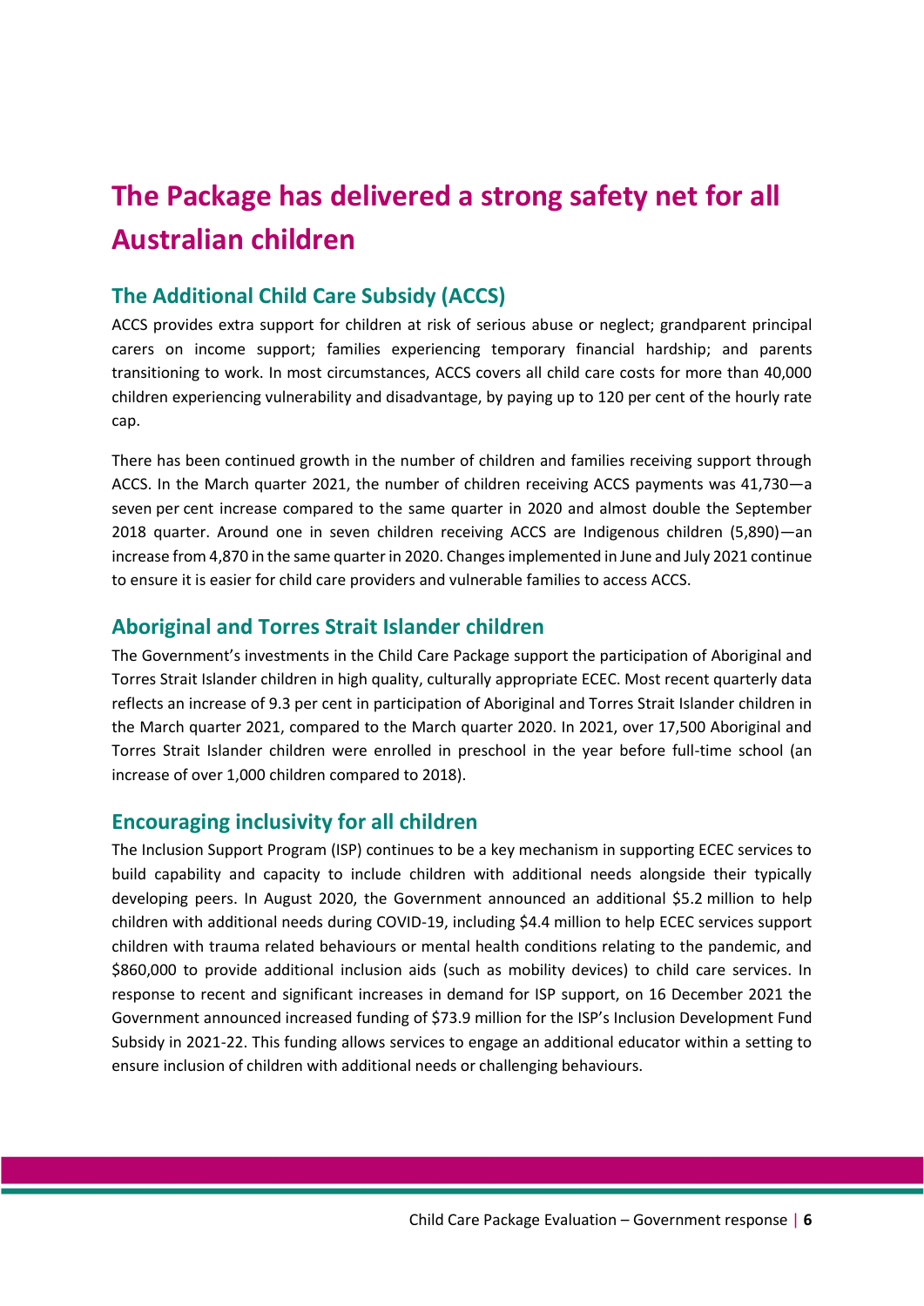# The Package has delivered a strong safety net for all Australian children

## The Additional Child Care Subsidy (ACCS)

ACCS provides extra support for children at risk of serious abuse or neglect; grandparent principal carers on income support; families experiencing temporary financial hardship; and parents transitioning to work. In most circumstances, ACCS covers all child care costs for more than 40,000 children experiencing vulnerability and disadvantage, by paying up to 120 per cent of the hourly rate cap.

There has been continued growth in the number of children and families receiving support through ACCS. In the March quarter 2021, the number of children receiving ACCS payments was 41,730—a seven per cent increase compared to the same quarter in 2020 and almost double the September 2018 quarter. Around one in seven children receiving ACCS are Indigenous children (5,890)—an increase from 4,870 in the same quarter in 2020. Changes implemented in June and July 2021 continue to ensure it is easier for child care providers and vulnerable families to access ACCS.

## Aboriginal and Torres Strait Islander children

The Government's investments in the Child Care Package support the participation of Aboriginal and Torres Strait Islander children in high quality, culturally appropriate ECEC. Most recent quarterly data reflects an increase of 9.3 per cent in participation of Aboriginal and Torres Strait Islander children in the March quarter 2021, compared to the March quarter 2020. In 2021, over 17,500 Aboriginal and Torres Strait Islander children were enrolled in preschool in the year before full-time school (an increase of over 1,000 children compared to 2018).

## Encouraging inclusivity for all children

The Inclusion Support Program (ISP) continues to be a key mechanism in supporting ECEC services to build capability and capacity to include children with additional needs alongside their typically developing peers. In August 2020, the Government announced an additional $5.2 million to help children with additional needs during COVID-19, including $4.4 million to help ECEC services support children with trauma related behaviours or mental health conditions relating to the pandemic, and $860,000 to provide additional inclusion aids (such as mobility devices) to child care services. In response to recent and significant increases in demand for ISP support, on 16 December 2021 the Government announced increased funding of $73.9 million for the ISP's Inclusion Development Fund Subsidy in 2021-22. This funding allows services to engage an additional educator within a setting to ensure inclusion of children with additional needs or challenging behaviours.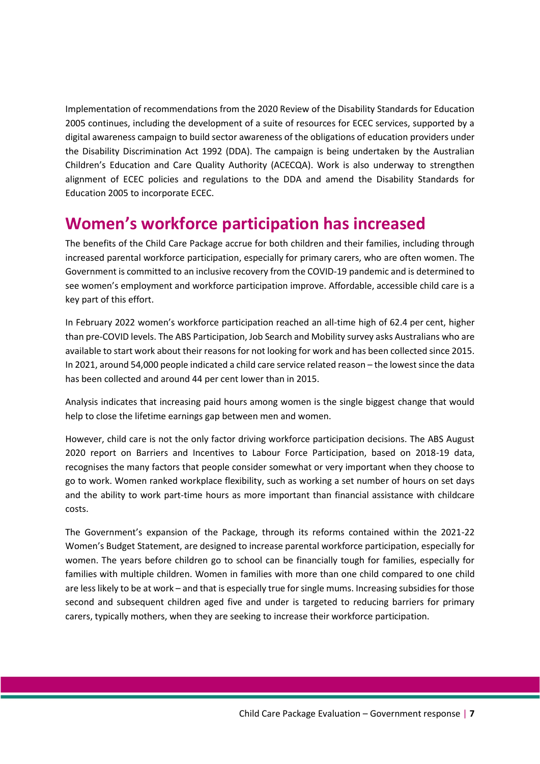Implementation of recommendations from the 2020 Review of the Disability Standards for Education 2005 continues, including the development of a suite of resources for ECEC services, supported by a digital awareness campaign to build sector awareness of the obligations of education providers under the Disability Discrimination Act 1992 (DDA). The campaign is being undertaken by the Australian Children's Education and Care Quality Authority (ACECQA). Work is also underway to strengthen alignment of ECEC policies and regulations to the DDA and amend the Disability Standards for Education 2005 to incorporate ECEC.

## Women's workforce participation has increased

The benefits of the Child Care Package accrue for both children and their families, including through increased parental workforce participation, especially for primary carers, who are often women. The Government is committed to an inclusive recovery from the COVID-19 pandemic and is determined to see women's employment and workforce participation improve. Affordable, accessible child care is a key part of this effort.

In February 2022 women's workforce participation reached an all-time high of 62.4 per cent, higher than pre-COVID levels. The ABS Participation, Job Search and Mobility survey asks Australians who are available to start work about their reasons for not looking for work and has been collected since 2015. In 2021, around 54,000 people indicated a child care service related reason – the lowest since the data has been collected and around 44 per cent lower than in 2015.

Analysis indicates that increasing paid hours among women is the single biggest change that would help to close the lifetime earnings gap between men and women.

However, child care is not the only factor driving workforce participation decisions. The ABS August 2020 report on Barriers and Incentives to Labour Force Participation, based on 2018-19 data, recognises the many factors that people consider somewhat or very important when they choose to go to work. Women ranked workplace flexibility, such as working a set number of hours on set days and the ability to work part-time hours as more important than financial assistance with childcare costs.

The Government's expansion of the Package, through its reforms contained within the 2021-22 Women's Budget Statement, are designed to increase parental workforce participation, especially for women. The years before children go to school can be financially tough for families, especially for families with multiple children. Women in families with more than one child compared to one child are less likely to be at work – and that is especially true for single mums. Increasing subsidies for those second and subsequent children aged five and under is targeted to reducing barriers for primary carers, typically mothers, when they are seeking to increase their workforce participation.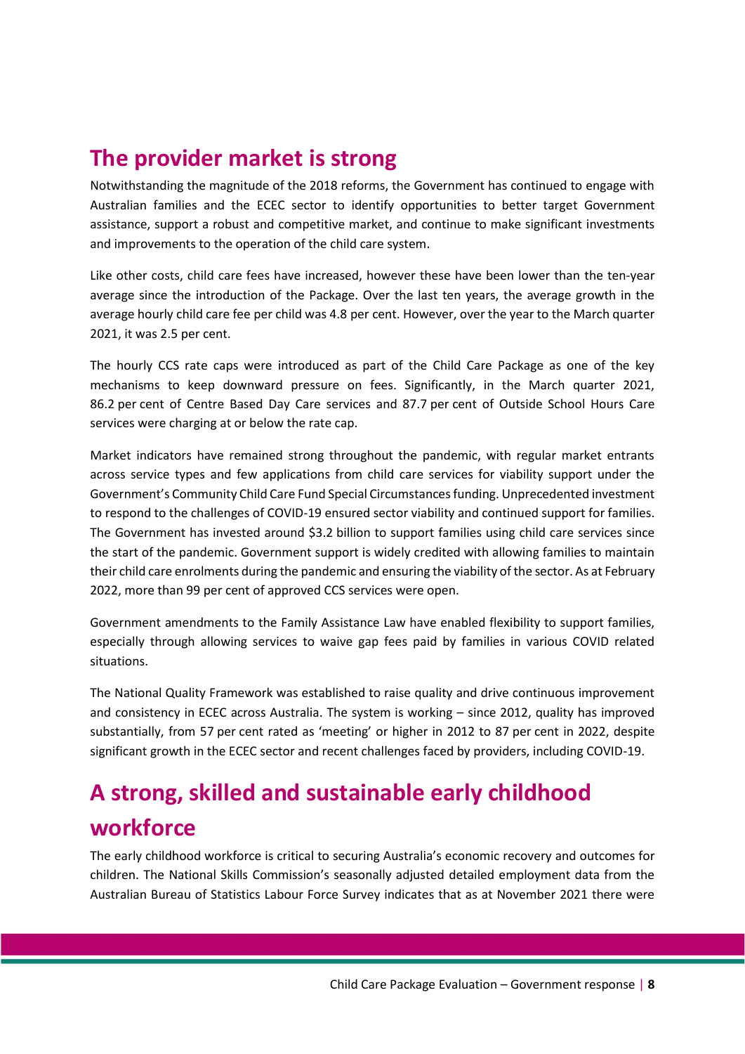## The provider market is strong

Notwithstanding the magnitude of the 2018 reforms, the Government has continued to engage with Australian families and the ECEC sector to identify opportunities to better target Government assistance, support a robust and competitive market, and continue to make significant investments and improvements to the operation of the child care system.

Like other costs, child care fees have increased, however these have been lower than the ten-year average since the introduction of the Package. Over the last ten years, the average growth in the average hourly child care fee per child was 4.8 per cent. However, over the year to the March quarter 2021, it was 2.5 per cent.

The hourly CCS rate caps were introduced as part of the Child Care Package as one of the key mechanisms to keep downward pressure on fees. Significantly, in the March quarter 2021, 86.2 per cent of Centre Based Day Care services and 87.7 per cent of Outside School Hours Care services were charging at or below the rate cap.

Market indicators have remained strong throughout the pandemic, with regular market entrants across service types and few applications from child care services for viability support under the Government's Community Child Care Fund Special Circumstances funding. Unprecedented investment to respond to the challenges of COVID-19 ensured sector viability and continued support for families. The Government has invested around $3.2 billion to support families using child care services since the start of the pandemic. Government support is widely credited with allowing families to maintain their child care enrolments during the pandemic and ensuring the viability of the sector. As at February 2022, more than 99 per cent of approved CCS services were open.

Government amendments to the Family Assistance Law have enabled flexibility to support families, especially through allowing services to waive gap fees paid by families in various COVID related situations.

The National Quality Framework was established to raise quality and drive continuous improvement and consistency in ECEC across Australia. The system is working – since 2012, quality has improved substantially, from 57 per cent rated as 'meeting' or higher in 2012 to 87 per cent in 2022, despite significant growth in the ECEC sector and recent challenges faced by providers, including COVID-19.

## A strong, skilled and sustainable early childhood workforce

The early childhood workforce is critical to securing Australia's economic recovery and outcomes for children. The National Skills Commission's seasonally adjusted detailed employment data from the Australian Bureau of Statistics Labour Force Survey indicates that as at November 2021 there were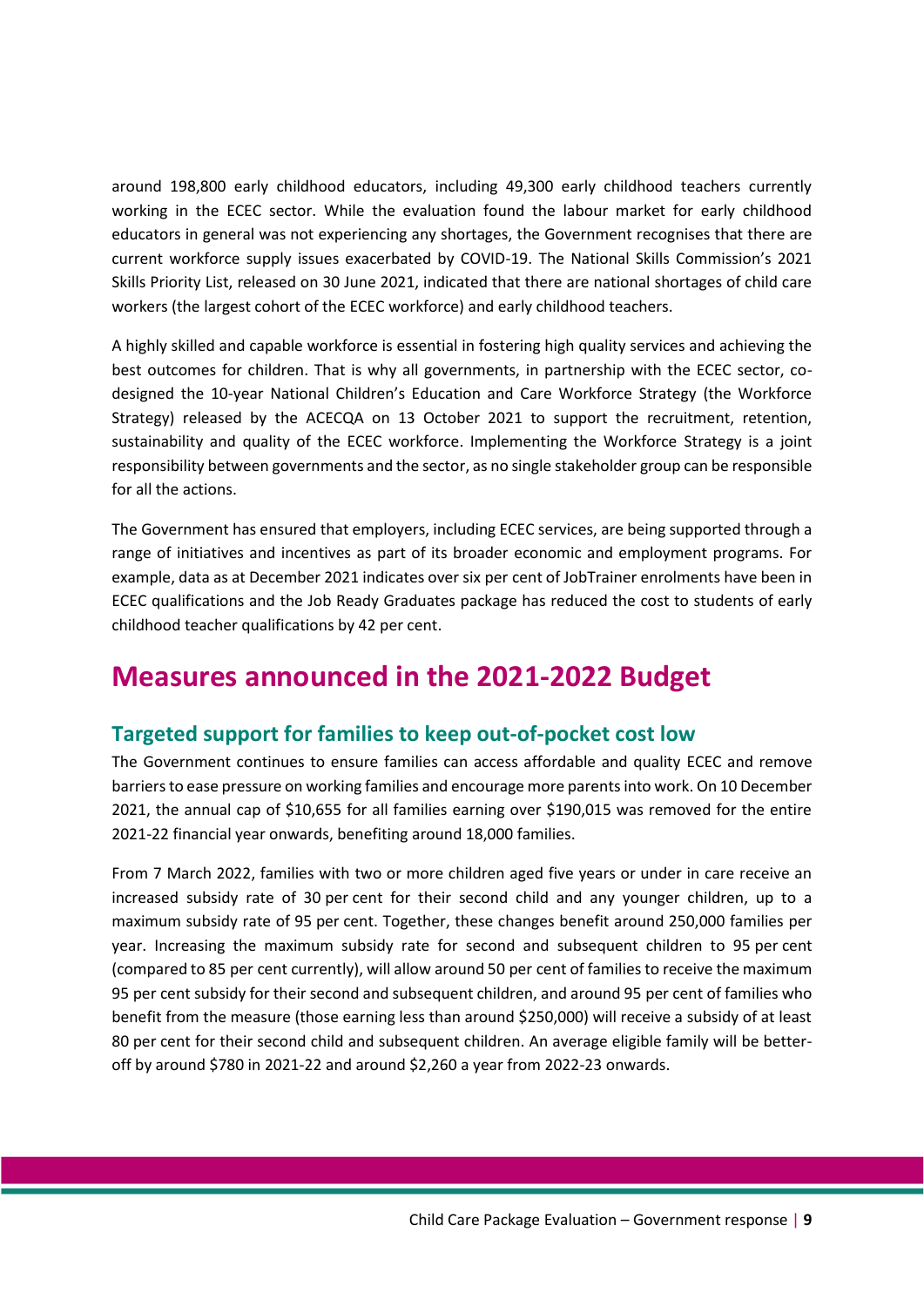around 198,800 early childhood educators, including 49,300 early childhood teachers currently working in the ECEC sector. While the evaluation found the labour market for early childhood educators in general was not experiencing any shortages, the Government recognises that there are current workforce supply issues exacerbated by COVID-19. The National Skills Commission's 2021 Skills Priority List, released on 30 June 2021, indicated that there are national shortages of child care workers (the largest cohort of the ECEC workforce) and early childhood teachers.

A highly skilled and capable workforce is essential in fostering high quality services and achieving the best outcomes for children. That is why all governments, in partnership with the ECEC sector, co-designed the 10-year National Children's Education and Care Workforce Strategy (the Workforce Strategy) released by the ACECQA on 13 October 2021 to support the recruitment, retention, sustainability and quality of the ECEC workforce. Implementing the Workforce Strategy is a joint responsibility between governments and the sector, as no single stakeholder group can be responsible for all the actions.

The Government has ensured that employers, including ECEC services, are being supported through a range of initiatives and incentives as part of its broader economic and employment programs. For example, data as at December 2021 indicates over six per cent of JobTrainer enrolments have been in ECEC qualifications and the Job Ready Graduates package has reduced the cost to students of early childhood teacher qualifications by 42 per cent.

# Measures announced in the 2021-2022 Budget

## Targeted support for families to keep out-of-pocket cost low

The Government continues to ensure families can access affordable and quality ECEC and remove barriers to ease pressure on working families and encourage more parents into work. On 10 December 2021, the annual cap of $10,655 for all families earning over $190,015 was removed for the entire 2021-22 financial year onwards, benefiting around 18,000 families.

From 7 March 2022, families with two or more children aged five years or under in care receive an increased subsidy rate of 30 per cent for their second child and any younger children, up to a maximum subsidy rate of 95 per cent. Together, these changes benefit around 250,000 families per year. Increasing the maximum subsidy rate for second and subsequent children to 95 per cent (compared to 85 per cent currently), will allow around 50 per cent of families to receive the maximum 95 per cent subsidy for their second and subsequent children, and around 95 per cent of families who benefit from the measure (those earning less than around $250,000) will receive a subsidy of at least 80 per cent for their second child and subsequent children. An average eligible family will be better-off by around $780 in 2021-22 and around $2,260 a year from 2022-23 onwards.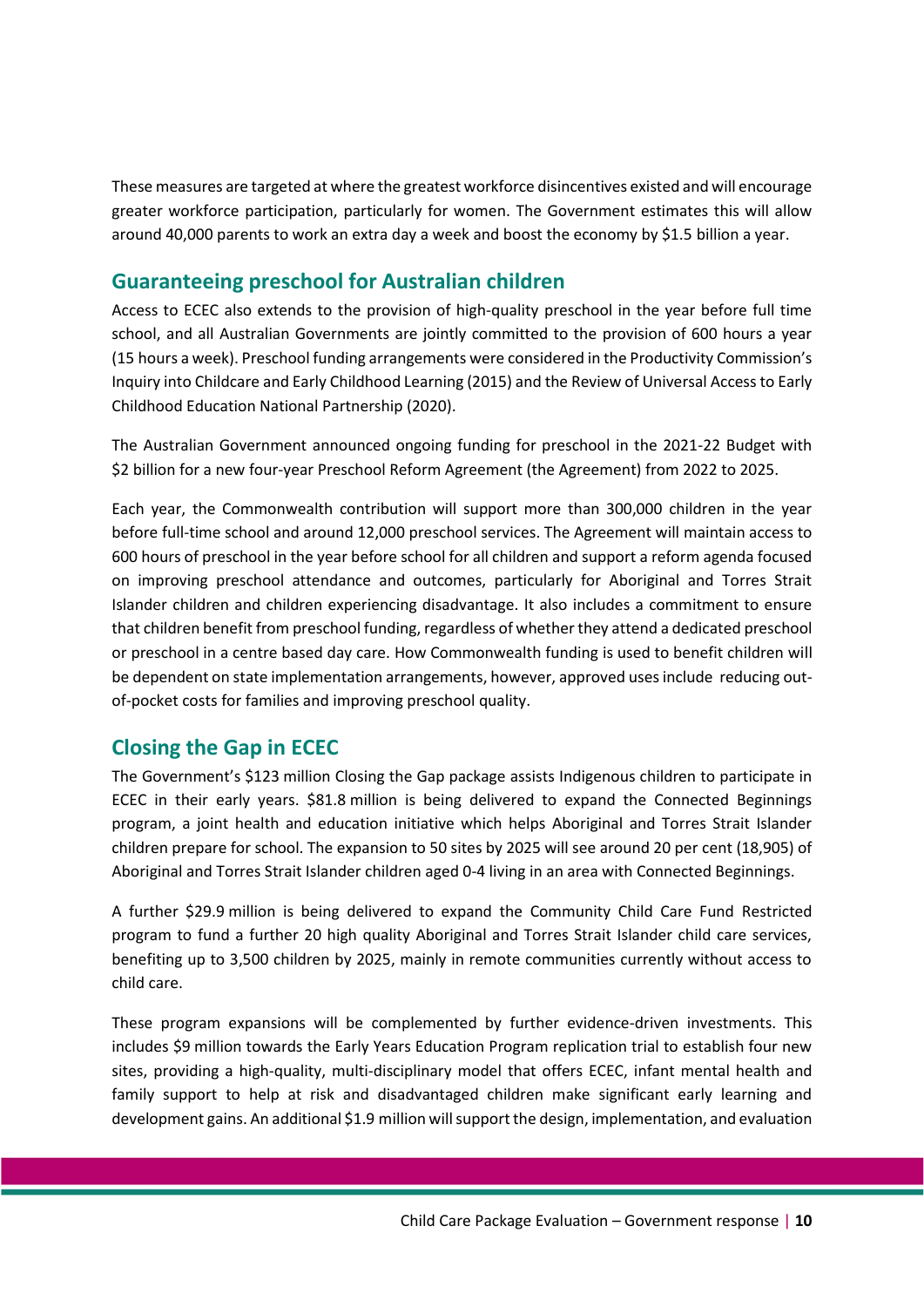These measures are targeted at where the greatest workforce disincentives existed and will encourage greater workforce participation, particularly for women. The Government estimates this will allow around 40,000 parents to work an extra day a week and boost the economy by $1.5 billion a year.

## Guaranteeing preschool for Australian children

Access to ECEC also extends to the provision of high-quality preschool in the year before full time school, and all Australian Governments are jointly committed to the provision of 600 hours a year (15 hours a week). Preschool funding arrangements were considered in the Productivity Commission's Inquiry into Childcare and Early Childhood Learning (2015) and the Review of Universal Access to Early Childhood Education National Partnership (2020).

The Australian Government announced ongoing funding for preschool in the 2021-22 Budget with $2 billion for a new four-year Preschool Reform Agreement (the Agreement) from 2022 to 2025.

Each year, the Commonwealth contribution will support more than 300,000 children in the year before full-time school and around 12,000 preschool services. The Agreement will maintain access to 600 hours of preschool in the year before school for all children and support a reform agenda focused on improving preschool attendance and outcomes, particularly for Aboriginal and Torres Strait Islander children and children experiencing disadvantage. It also includes a commitment to ensure that children benefit from preschool funding, regardless of whether they attend a dedicated preschool or preschool in a centre based day care. How Commonwealth funding is used to benefit children will be dependent on state implementation arrangements, however, approved uses include reducing out-of-pocket costs for families and improving preschool quality.

## Closing the Gap in ECEC

The Government's $123 million Closing the Gap package assists Indigenous children to participate in ECEC in their early years. $81.8 million is being delivered to expand the Connected Beginnings program, a joint health and education initiative which helps Aboriginal and Torres Strait Islander children prepare for school. The expansion to 50 sites by 2025 will see around 20 per cent (18,905) of Aboriginal and Torres Strait Islander children aged 0-4 living in an area with Connected Beginnings.

A further $29.9 million is being delivered to expand the Community Child Care Fund Restricted program to fund a further 20 high quality Aboriginal and Torres Strait Islander child care services, benefiting up to 3,500 children by 2025, mainly in remote communities currently without access to child care.

These program expansions will be complemented by further evidence-driven investments. This includes $9 million towards the Early Years Education Program replication trial to establish four new sites, providing a high-quality, multi-disciplinary model that offers ECEC, infant mental health and family support to help at risk and disadvantaged children make significant early learning and development gains. An additional $1.9 million will support the design, implementation, and evaluation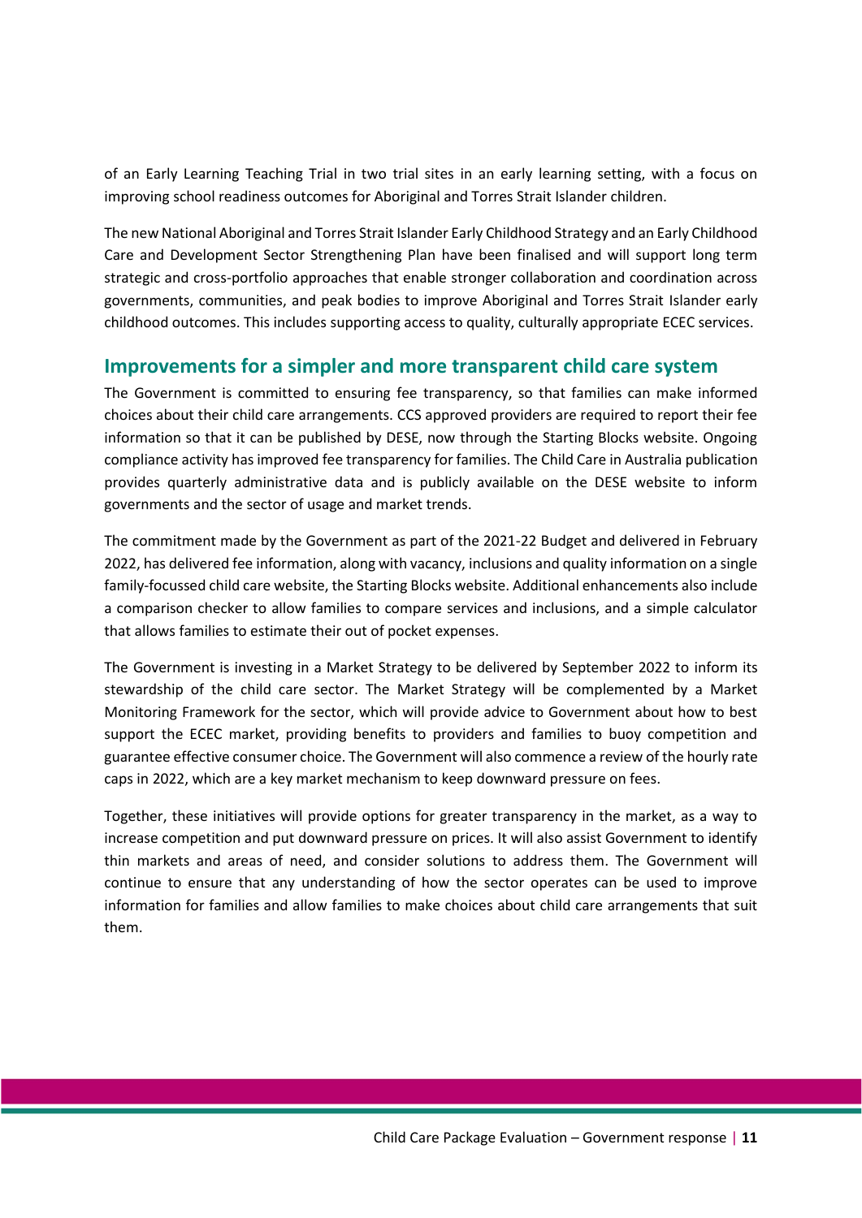of an Early Learning Teaching Trial in two trial sites in an early learning setting, with a focus on improving school readiness outcomes for Aboriginal and Torres Strait Islander children.

The new National Aboriginal and Torres Strait Islander Early Childhood Strategy and an Early Childhood Care and Development Sector Strengthening Plan have been finalised and will support long term strategic and cross-portfolio approaches that enable stronger collaboration and coordination across governments, communities, and peak bodies to improve Aboriginal and Torres Strait Islander early childhood outcomes. This includes supporting access to quality, culturally appropriate ECEC services.

## Improvements for a simpler and more transparent child care system

The Government is committed to ensuring fee transparency, so that families can make informed choices about their child care arrangements. CCS approved providers are required to report their fee information so that it can be published by DESE, now through the Starting Blocks website. Ongoing compliance activity has improved fee transparency for families. The Child Care in Australia publication provides quarterly administrative data and is publicly available on the DESE website to inform governments and the sector of usage and market trends.

The commitment made by the Government as part of the 2021-22 Budget and delivered in February 2022, has delivered fee information, along with vacancy, inclusions and quality information on a single family-focussed child care website, the Starting Blocks website. Additional enhancements also include a comparison checker to allow families to compare services and inclusions, and a simple calculator that allows families to estimate their out of pocket expenses.

The Government is investing in a Market Strategy to be delivered by September 2022 to inform its stewardship of the child care sector. The Market Strategy will be complemented by a Market Monitoring Framework for the sector, which will provide advice to Government about how to best support the ECEC market, providing benefits to providers and families to buoy competition and guarantee effective consumer choice. The Government will also commence a review of the hourly rate caps in 2022, which are a key market mechanism to keep downward pressure on fees.

Together, these initiatives will provide options for greater transparency in the market, as a way to increase competition and put downward pressure on prices. It will also assist Government to identify thin markets and areas of need, and consider solutions to address them. The Government will continue to ensure that any understanding of how the sector operates can be used to improve information for families and allow families to make choices about child care arrangements that suit them.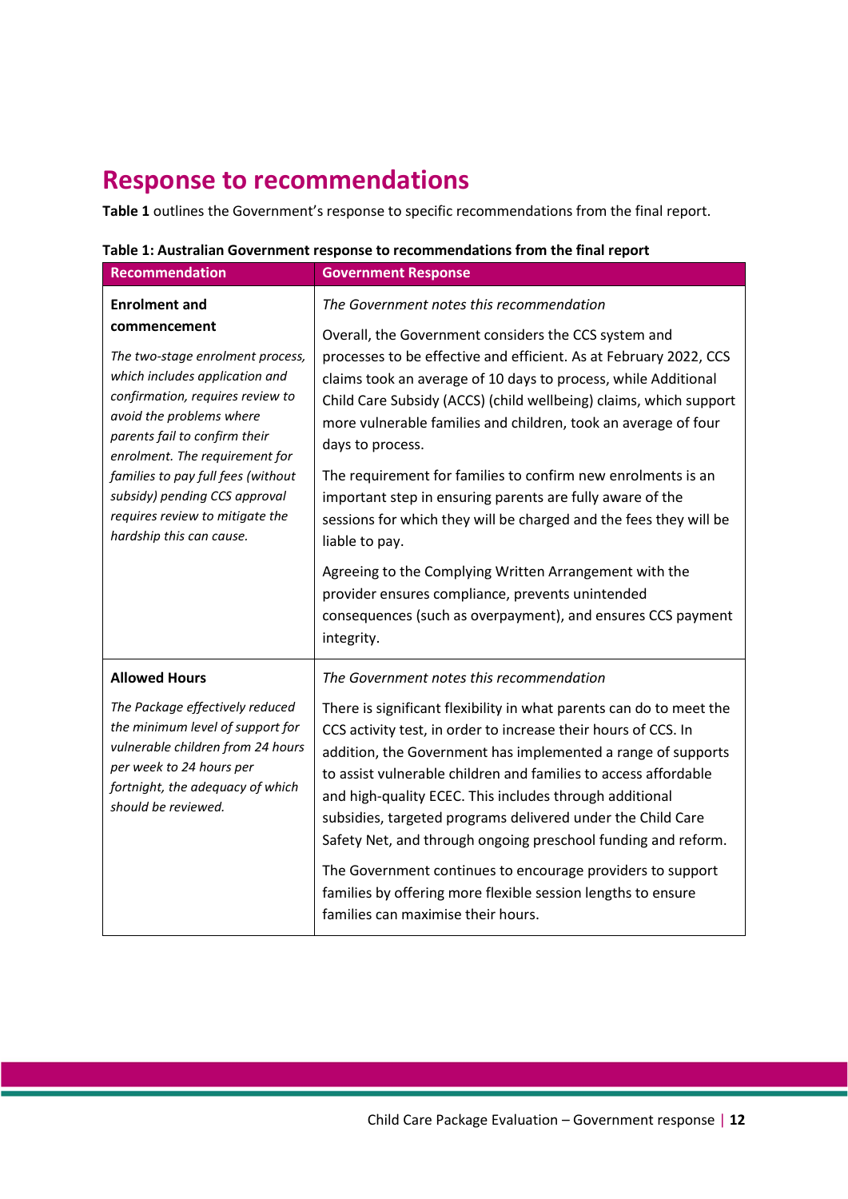# Response to recommendations

**Table 1** outlines the Government's response to specific recommendations from the final report.

**Table 1: Australian Government response to recommendations from the final report**

| Recommendation | Government Response |
| --- | --- |
| **Enrolment and commencement**<br><br>*The two-stage enrolment process, which includes application and confirmation, requires review to avoid the problems where parents fail to confirm their enrolment. The requirement for families to pay full fees (without subsidy) pending CCS approval requires review to mitigate the hardship this can cause.* | *The Government notes this recommendation*<br><br>Overall, the Government considers the CCS system and processes to be effective and efficient. As at February 2022, CCS claims took an average of 10 days to process, while Additional Child Care Subsidy (ACCS) (child wellbeing) claims, which support more vulnerable families and children, took an average of four days to process.<br><br>The requirement for families to confirm new enrolments is an important step in ensuring parents are fully aware of the sessions for which they will be charged and the fees they will be liable to pay.<br><br>Agreeing to the Complying Written Arrangement with the provider ensures compliance, prevents unintended consequences (such as overpayment), and ensures CCS payment integrity. |
| **Allowed Hours**<br><br>*The Package effectively reduced the minimum level of support for vulnerable children from 24 hours per week to 24 hours per fortnight, the adequacy of which should be reviewed.* | *The Government notes this recommendation*<br><br>There is significant flexibility in what parents can do to meet the CCS activity test, in order to increase their hours of CCS. In addition, the Government has implemented a range of supports to assist vulnerable children and families to access affordable and high-quality ECEC. This includes through additional subsidies, targeted programs delivered under the Child Care Safety Net, and through ongoing preschool funding and reform.<br><br>The Government continues to encourage providers to support families by offering more flexible session lengths to ensure families can maximise their hours. |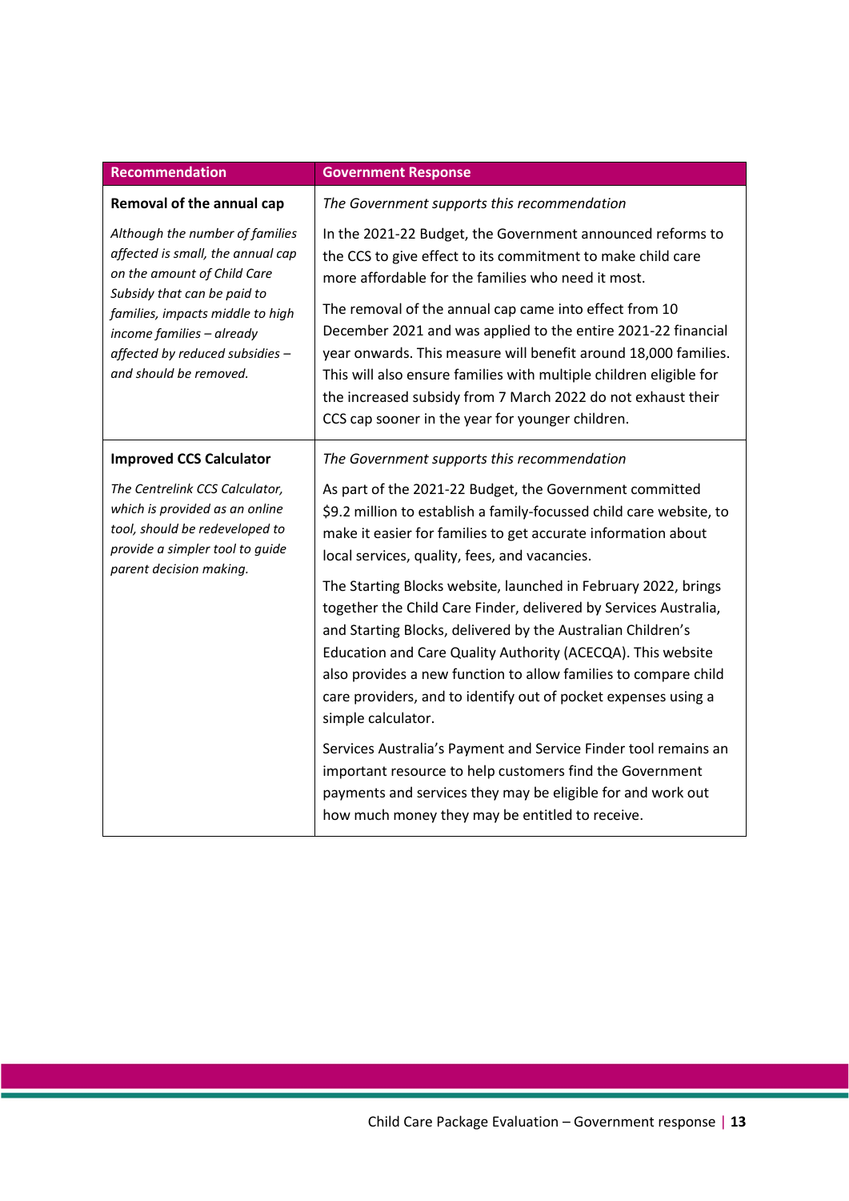| Recommendation | Government Response |
|---|---|
| **Removal of the annual cap**<br><br>*Although the number of families affected is small, the annual cap on the amount of Child Care Subsidy that can be paid to families, impacts middle to high income families – already affected by reduced subsidies – and should be removed.* | *The Government supports this recommendation*<br><br>In the 2021-22 Budget, the Government announced reforms to the CCS to give effect to its commitment to make child care more affordable for the families who need it most.<br><br>The removal of the annual cap came into effect from 10 December 2021 and was applied to the entire 2021-22 financial year onwards. This measure will benefit around 18,000 families. This will also ensure families with multiple children eligible for the increased subsidy from 7 March 2022 do not exhaust their CCS cap sooner in the year for younger children. |
| **Improved CCS Calculator**<br><br>*The Centrelink CCS Calculator, which is provided as an online tool, should be redeveloped to provide a simpler tool to guide parent decision making.* | *The Government supports this recommendation*<br><br>As part of the 2021-22 Budget, the Government committed $9.2 million to establish a family-focussed child care website, to make it easier for families to get accurate information about local services, quality, fees, and vacancies.<br><br>The Starting Blocks website, launched in February 2022, brings together the Child Care Finder, delivered by Services Australia, and Starting Blocks, delivered by the Australian Children's Education and Care Quality Authority (ACECQA). This website also provides a new function to allow families to compare child care providers, and to identify out of pocket expenses using a simple calculator.<br><br>Services Australia's Payment and Service Finder tool remains an important resource to help customers find the Government payments and services they may be eligible for and work out how much money they may be entitled to receive. |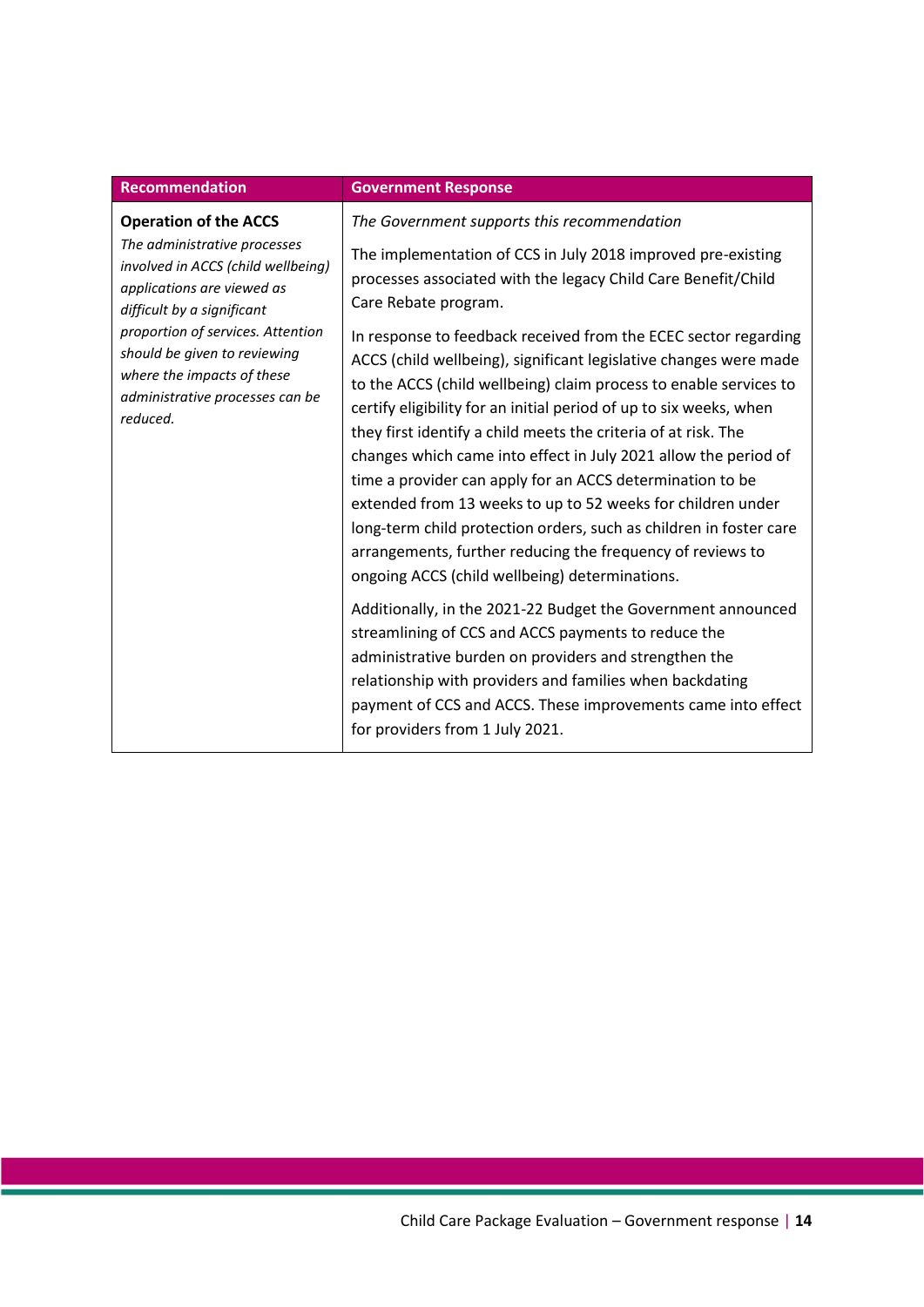| Recommendation | Government Response |
| --- | --- |
| **Operation of the ACCS**<br>*The administrative processes involved in ACCS (child wellbeing) applications are viewed as difficult by a significant proportion of services. Attention should be given to reviewing where the impacts of these administrative processes can be reduced.* | *The Government supports this recommendation*<br><br>The implementation of CCS in July 2018 improved pre-existing processes associated with the legacy Child Care Benefit/Child Care Rebate program.<br><br>In response to feedback received from the ECEC sector regarding ACCS (child wellbeing), significant legislative changes were made to the ACCS (child wellbeing) claim process to enable services to certify eligibility for an initial period of up to six weeks, when they first identify a child meets the criteria of at risk. The changes which came into effect in July 2021 allow the period of time a provider can apply for an ACCS determination to be extended from 13 weeks to up to 52 weeks for children under long-term child protection orders, such as children in foster care arrangements, further reducing the frequency of reviews to ongoing ACCS (child wellbeing) determinations.<br><br>Additionally, in the 2021-22 Budget the Government announced streamlining of CCS and ACCS payments to reduce the administrative burden on providers and strengthen the relationship with providers and families when backdating payment of CCS and ACCS. These improvements came into effect for providers from 1 July 2021. |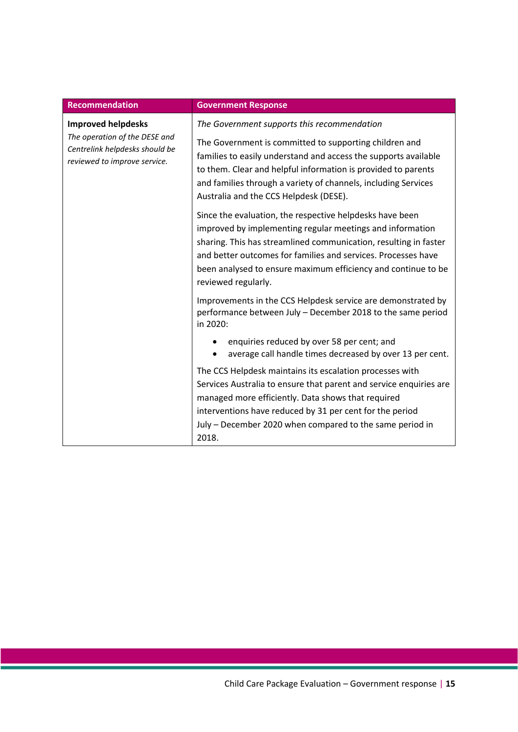| Recommendation | Government Response |
|---|---|
| **Improved helpdesks**<br>*The operation of the DESE and Centrelink helpdesks should be reviewed to improve service.* | *The Government supports this recommendation*<br><br>The Government is committed to supporting children and families to easily understand and access the supports available to them. Clear and helpful information is provided to parents and families through a variety of channels, including Services Australia and the CCS Helpdesk (DESE).<br><br>Since the evaluation, the respective helpdesks have been improved by implementing regular meetings and information sharing. This has streamlined communication, resulting in faster and better outcomes for families and services. Processes have been analysed to ensure maximum efficiency and continue to be reviewed regularly.<br><br>Improvements in the CCS Helpdesk service are demonstrated by performance between July – December 2018 to the same period in 2020:<br><br>• enquiries reduced by over 58 per cent; and<br>• average call handle times decreased by over 13 per cent.<br><br>The CCS Helpdesk maintains its escalation processes with Services Australia to ensure that parent and service enquiries are managed more efficiently. Data shows that required interventions have reduced by 31 per cent for the period July – December 2020 when compared to the same period in 2018. |